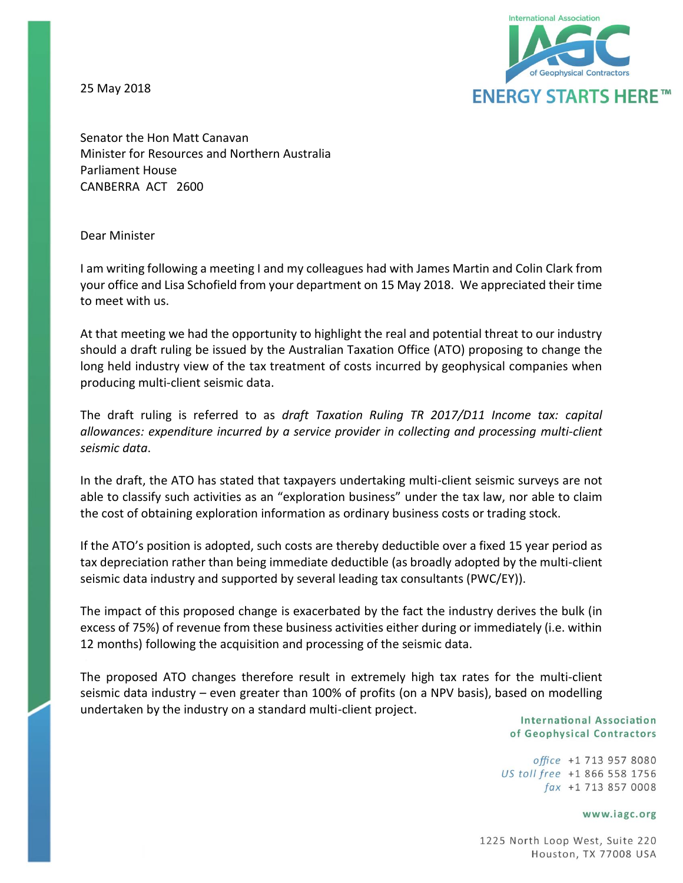25 May 2018

Senator the Hon Matt Canavan
Minister for Resources and Northern Australia
Parliament House
CANBERRA ACT 2600

Dear Minister

I am writing following a meeting I and my colleagues had with James Martin and Colin Clark from your office and Lisa Schofield from your department on 15 May 2018. We appreciated their time to meet with us.

At that meeting we had the opportunity to highlight the real and potential threat to our industry should a draft ruling be issued by the Australian Taxation Office (ATO) proposing to change the long held industry view of the tax treatment of costs incurred by geophysical companies when producing multi-client seismic data.

The draft ruling is referred to as *draft Taxation Ruling TR 2017/D11 Income tax: capital allowances: expenditure incurred by a service provider in collecting and processing multi-client seismic data*.

In the draft, the ATO has stated that taxpayers undertaking multi-client seismic surveys are not able to classify such activities as an "exploration business" under the tax law, nor able to claim the cost of obtaining exploration information as ordinary business costs or trading stock.

If the ATO's position is adopted, such costs are thereby deductible over a fixed 15 year period as tax depreciation rather than being immediate deductible (as broadly adopted by the multi-client seismic data industry and supported by several leading tax consultants (PWC/EY)).

The impact of this proposed change is exacerbated by the fact the industry derives the bulk (in excess of 75%) of revenue from these business activities either during or immediately (i.e. within 12 months) following the acquisition and processing of the seismic data.

The proposed ATO changes therefore result in extremely high tax rates for the multi-client seismic data industry – even greater than 100% of profits (on a NPV basis), based on modelling undertaken by the industry on a standard multi-client project.

International Association of Geophysical Contractors

*office* +1 713 957 8080
*US toll free* +1 866 558 1756
*fax* +1 713 857 0008

www.iagc.org

1225 North Loop West, Suite 220
Houston, TX 77008 USA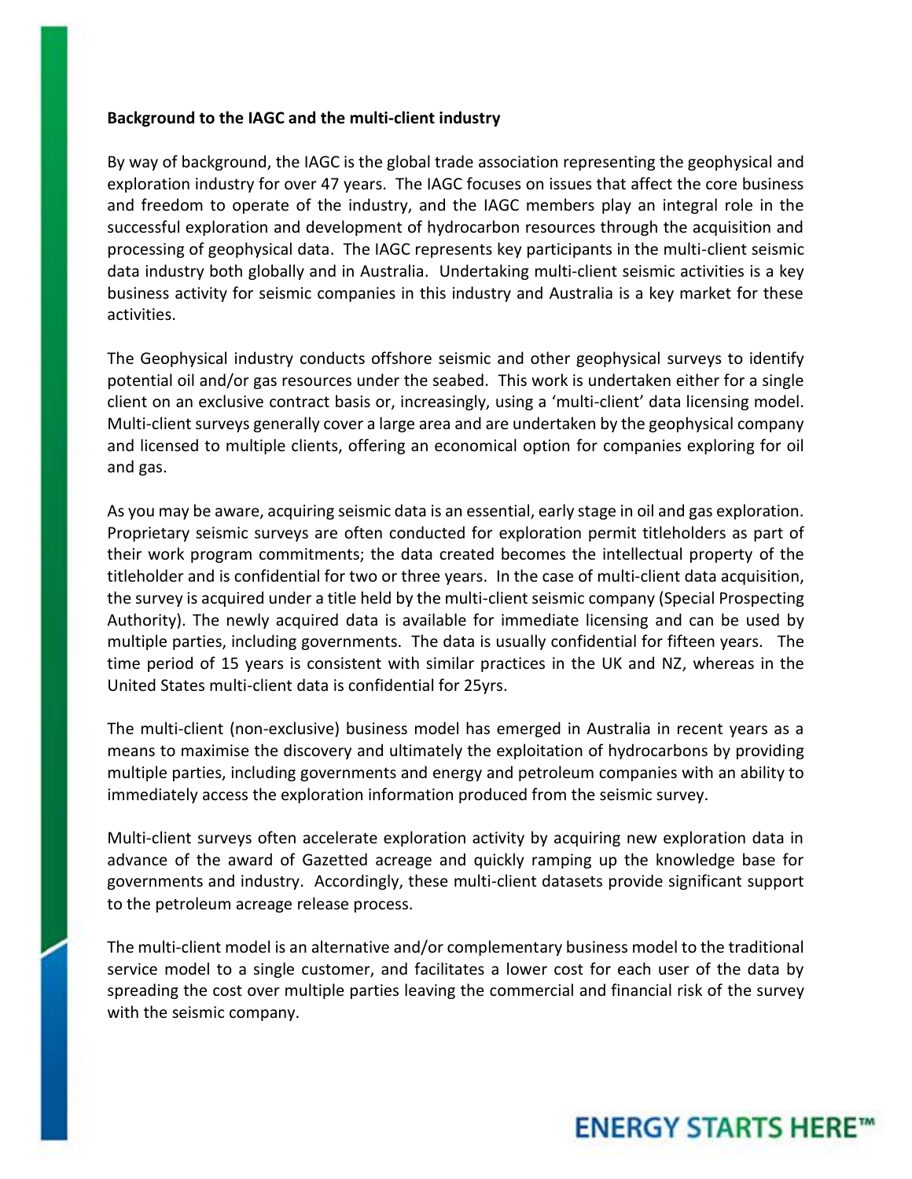**Background to the IAGC and the multi-client industry**

By way of background, the IAGC is the global trade association representing the geophysical and exploration industry for over 47 years. The IAGC focuses on issues that affect the core business and freedom to operate of the industry, and the IAGC members play an integral role in the successful exploration and development of hydrocarbon resources through the acquisition and processing of geophysical data. The IAGC represents key participants in the multi-client seismic data industry both globally and in Australia. Undertaking multi-client seismic activities is a key business activity for seismic companies in this industry and Australia is a key market for these activities.

The Geophysical industry conducts offshore seismic and other geophysical surveys to identify potential oil and/or gas resources under the seabed. This work is undertaken either for a single client on an exclusive contract basis or, increasingly, using a 'multi-client' data licensing model. Multi-client surveys generally cover a large area and are undertaken by the geophysical company and licensed to multiple clients, offering an economical option for companies exploring for oil and gas.

As you may be aware, acquiring seismic data is an essential, early stage in oil and gas exploration. Proprietary seismic surveys are often conducted for exploration permit titleholders as part of their work program commitments; the data created becomes the intellectual property of the titleholder and is confidential for two or three years. In the case of multi-client data acquisition, the survey is acquired under a title held by the multi-client seismic company (Special Prospecting Authority). The newly acquired data is available for immediate licensing and can be used by multiple parties, including governments. The data is usually confidential for fifteen years. The time period of 15 years is consistent with similar practices in the UK and NZ, whereas in the United States multi-client data is confidential for 25yrs.

The multi-client (non-exclusive) business model has emerged in Australia in recent years as a means to maximise the discovery and ultimately the exploitation of hydrocarbons by providing multiple parties, including governments and energy and petroleum companies with an ability to immediately access the exploration information produced from the seismic survey.

Multi-client surveys often accelerate exploration activity by acquiring new exploration data in advance of the award of Gazetted acreage and quickly ramping up the knowledge base for governments and industry. Accordingly, these multi-client datasets provide significant support to the petroleum acreage release process.

The multi-client model is an alternative and/or complementary business model to the traditional service model to a single customer, and facilitates a lower cost for each user of the data by spreading the cost over multiple parties leaving the commercial and financial risk of the survey with the seismic company.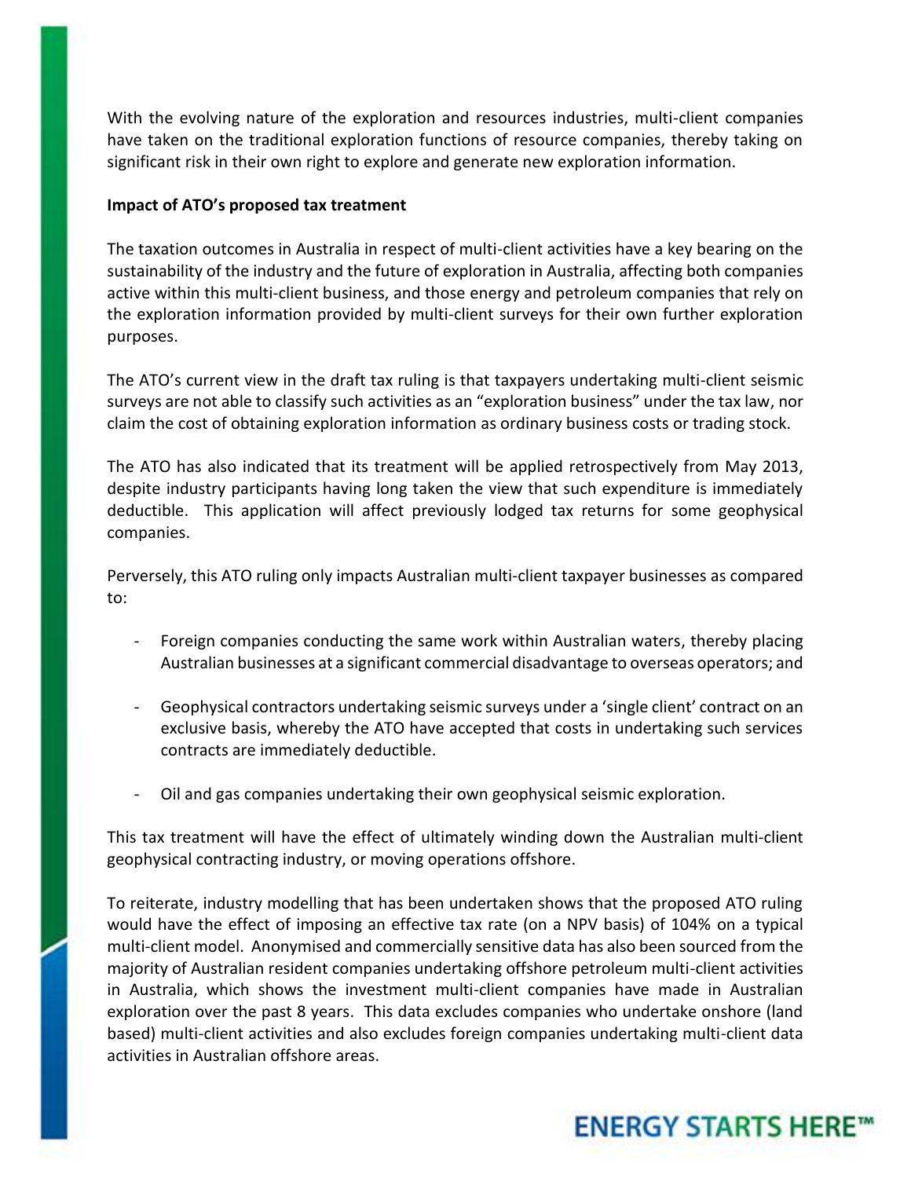With the evolving nature of the exploration and resources industries, multi-client companies have taken on the traditional exploration functions of resource companies, thereby taking on significant risk in their own right to explore and generate new exploration information.

**Impact of ATO's proposed tax treatment**

The taxation outcomes in Australia in respect of multi-client activities have a key bearing on the sustainability of the industry and the future of exploration in Australia, affecting both companies active within this multi-client business, and those energy and petroleum companies that rely on the exploration information provided by multi-client surveys for their own further exploration purposes.

The ATO's current view in the draft tax ruling is that taxpayers undertaking multi-client seismic surveys are not able to classify such activities as an "exploration business" under the tax law, nor claim the cost of obtaining exploration information as ordinary business costs or trading stock.

The ATO has also indicated that its treatment will be applied retrospectively from May 2013, despite industry participants having long taken the view that such expenditure is immediately deductible. This application will affect previously lodged tax returns for some geophysical companies.

Perversely, this ATO ruling only impacts Australian multi-client taxpayer businesses as compared to:

- Foreign companies conducting the same work within Australian waters, thereby placing Australian businesses at a significant commercial disadvantage to overseas operators; and
- Geophysical contractors undertaking seismic surveys under a 'single client' contract on an exclusive basis, whereby the ATO have accepted that costs in undertaking such services contracts are immediately deductible.
- Oil and gas companies undertaking their own geophysical seismic exploration.

This tax treatment will have the effect of ultimately winding down the Australian multi-client geophysical contracting industry, or moving operations offshore.

To reiterate, industry modelling that has been undertaken shows that the proposed ATO ruling would have the effect of imposing an effective tax rate (on a NPV basis) of 104% on a typical multi-client model. Anonymised and commercially sensitive data has also been sourced from the majority of Australian resident companies undertaking offshore petroleum multi-client activities in Australia, which shows the investment multi-client companies have made in Australian exploration over the past 8 years. This data excludes companies who undertake onshore (land based) multi-client activities and also excludes foreign companies undertaking multi-client data activities in Australian offshore areas.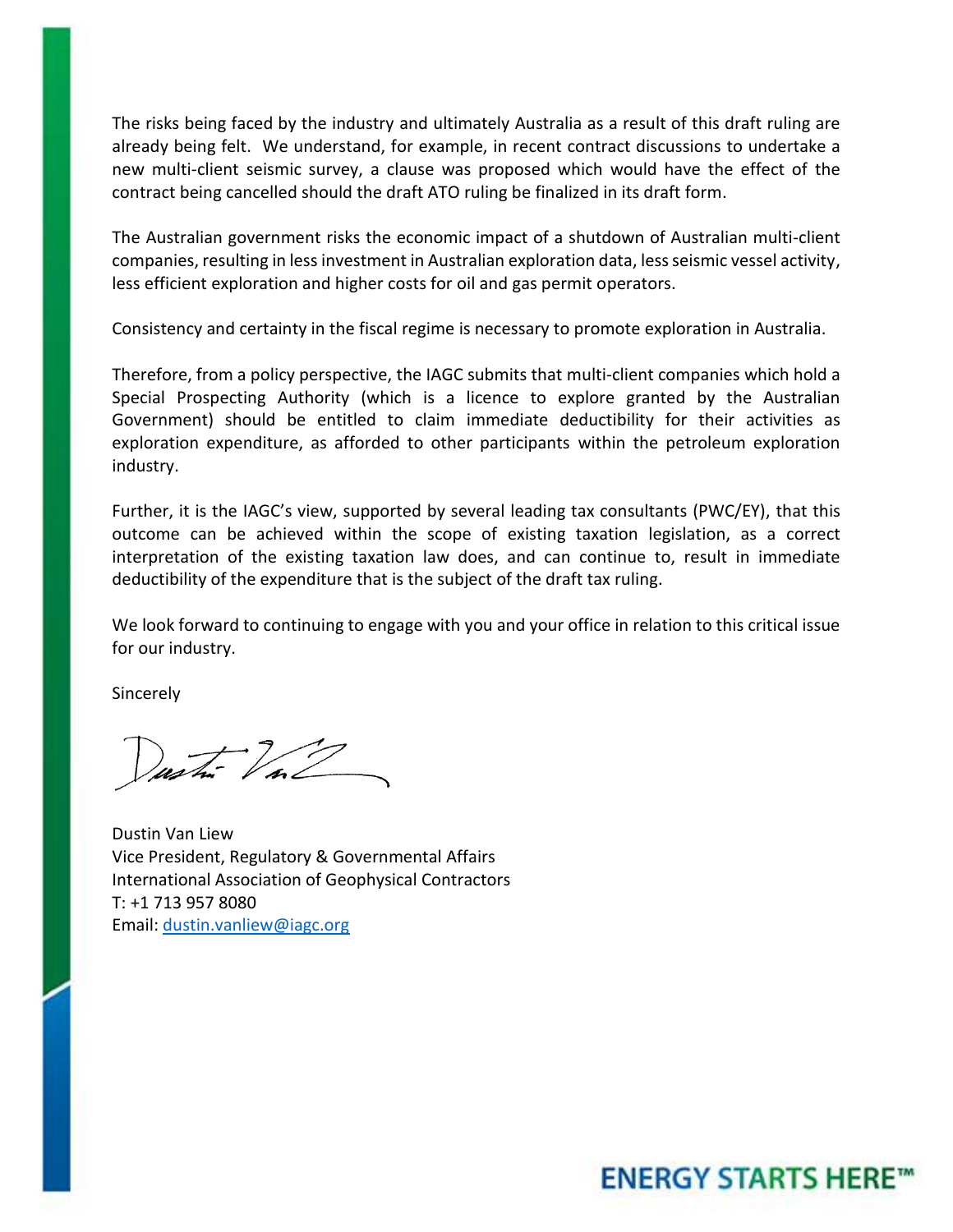The risks being faced by the industry and ultimately Australia as a result of this draft ruling are already being felt. We understand, for example, in recent contract discussions to undertake a new multi-client seismic survey, a clause was proposed which would have the effect of the contract being cancelled should the draft ATO ruling be finalized in its draft form.

The Australian government risks the economic impact of a shutdown of Australian multi-client companies, resulting in less investment in Australian exploration data, less seismic vessel activity, less efficient exploration and higher costs for oil and gas permit operators.

Consistency and certainty in the fiscal regime is necessary to promote exploration in Australia.

Therefore, from a policy perspective, the IAGC submits that multi-client companies which hold a Special Prospecting Authority (which is a licence to explore granted by the Australian Government) should be entitled to claim immediate deductibility for their activities as exploration expenditure, as afforded to other participants within the petroleum exploration industry.

Further, it is the IAGC's view, supported by several leading tax consultants (PWC/EY), that this outcome can be achieved within the scope of existing taxation legislation, as a correct interpretation of the existing taxation law does, and can continue to, result in immediate deductibility of the expenditure that is the subject of the draft tax ruling.

We look forward to continuing to engage with you and your office in relation to this critical issue for our industry.

Sincerely

Dustin Van Liew
Vice President, Regulatory & Governmental Affairs
International Association of Geophysical Contractors
T: +1 713 957 8080
Email: dustin.vanliew@iagc.org

ENERGY STARTS HERE™